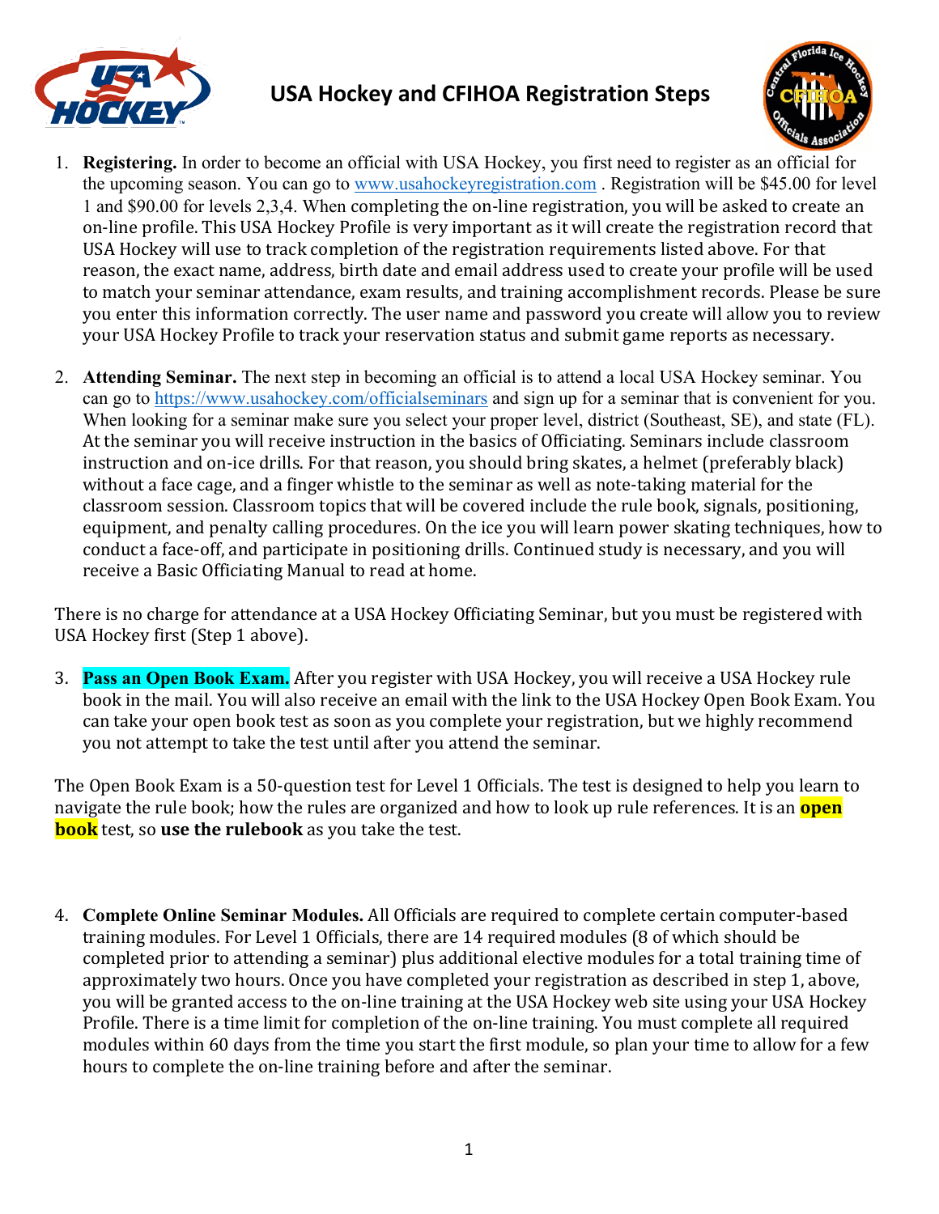# USA Hockey and CFIHOA Registration Steps

1. **Registering.** In order to become an official with USA Hockey, you first need to register as an official for the upcoming season. You can go to www.usahockeyregistration.com . Registration will be $45.00 for level 1 and $90.00 for levels 2,3,4. When completing the on-line registration, you will be asked to create an on-line profile. This USA Hockey Profile is very important as it will create the registration record that USA Hockey will use to track completion of the registration requirements listed above. For that reason, the exact name, address, birth date and email address used to create your profile will be used to match your seminar attendance, exam results, and training accomplishment records. Please be sure you enter this information correctly. The user name and password you create will allow you to review your USA Hockey Profile to track your reservation status and submit game reports as necessary.

2. **Attending Seminar.** The next step in becoming an official is to attend a local USA Hockey seminar. You can go to https://www.usahockey.com/officialseminars and sign up for a seminar that is convenient for you. When looking for a seminar make sure you select your proper level, district (Southeast, SE), and state (FL). At the seminar you will receive instruction in the basics of Officiating. Seminars include classroom instruction and on-ice drills. For that reason, you should bring skates, a helmet (preferably black) without a face cage, and a finger whistle to the seminar as well as note-taking material for the classroom session. Classroom topics that will be covered include the rule book, signals, positioning, equipment, and penalty calling procedures. On the ice you will learn power skating techniques, how to conduct a face-off, and participate in positioning drills. Continued study is necessary, and you will receive a Basic Officiating Manual to read at home.

There is no charge for attendance at a USA Hockey Officiating Seminar, but you must be registered with USA Hockey first (Step 1 above).

3. **Pass an Open Book Exam.** After you register with USA Hockey, you will receive a USA Hockey rule book in the mail. You will also receive an email with the link to the USA Hockey Open Book Exam. You can take your open book test as soon as you complete your registration, but we highly recommend you not attempt to take the test until after you attend the seminar.

The Open Book Exam is a 50-question test for Level 1 Officials. The test is designed to help you learn to navigate the rule book; how the rules are organized and how to look up rule references. It is an **open book** test, so **use the rulebook** as you take the test.

4. **Complete Online Seminar Modules.** All Officials are required to complete certain computer-based training modules. For Level 1 Officials, there are 14 required modules (8 of which should be completed prior to attending a seminar) plus additional elective modules for a total training time of approximately two hours. Once you have completed your registration as described in step 1, above, you will be granted access to the on-line training at the USA Hockey web site using your USA Hockey Profile. There is a time limit for completion of the on-line training. You must complete all required modules within 60 days from the time you start the first module, so plan your time to allow for a few hours to complete the on-line training before and after the seminar.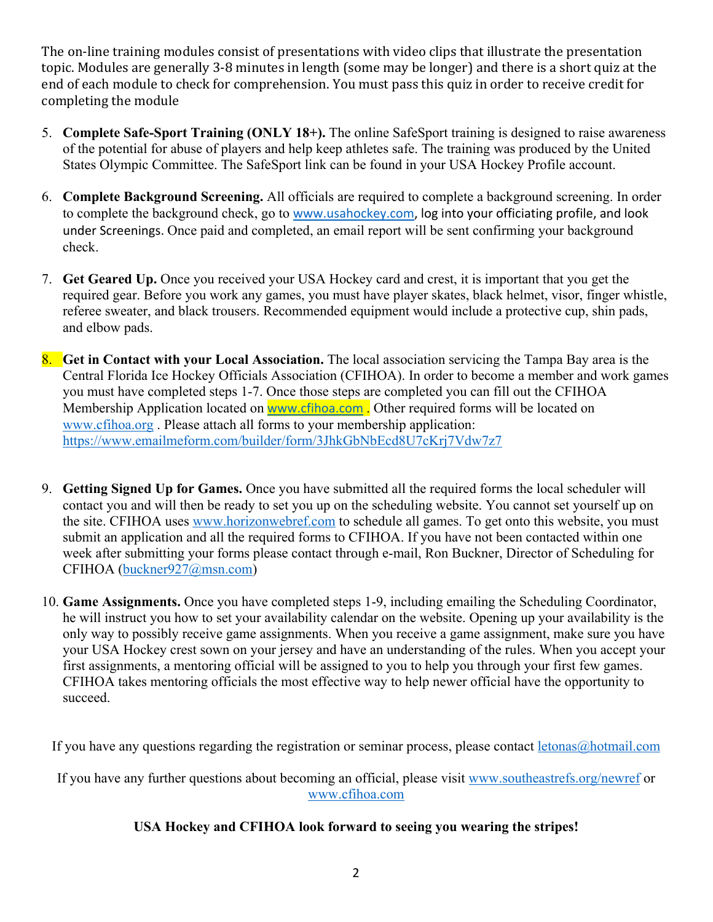The on-line training modules consist of presentations with video clips that illustrate the presentation topic. Modules are generally 3-8 minutes in length (some may be longer) and there is a short quiz at the end of each module to check for comprehension. You must pass this quiz in order to receive credit for completing the module

5. **Complete Safe-Sport Training (ONLY 18+).** The online SafeSport training is designed to raise awareness of the potential for abuse of players and help keep athletes safe. The training was produced by the United States Olympic Committee. The SafeSport link can be found in your USA Hockey Profile account.

6. **Complete Background Screening.** All officials are required to complete a background screening. In order to complete the background check, go to www.usahockey.com, log into your officiating profile, and look under Screenings. Once paid and completed, an email report will be sent confirming your background check.

7. **Get Geared Up.** Once you received your USA Hockey card and crest, it is important that you get the required gear. Before you work any games, you must have player skates, black helmet, visor, finger whistle, referee sweater, and black trousers. Recommended equipment would include a protective cup, shin pads, and elbow pads.

8. **Get in Contact with your Local Association.** The local association servicing the Tampa Bay area is the Central Florida Ice Hockey Officials Association (CFIHOA). In order to become a member and work games you must have completed steps 1-7. Once those steps are completed you can fill out the CFIHOA Membership Application located on www.cfihoa.com . Other required forms will be located on www.cfihoa.org . Please attach all forms to your membership application: https://www.emailmeform.com/builder/form/3JhkGbNbEcd8U7cKrj7Vdw7z7

9. **Getting Signed Up for Games.** Once you have submitted all the required forms the local scheduler will contact you and will then be ready to set you up on the scheduling website. You cannot set yourself up on the site. CFIHOA uses www.horizonwebref.com to schedule all games. To get onto this website, you must submit an application and all the required forms to CFIHOA. If you have not been contacted within one week after submitting your forms please contact through e-mail, Ron Buckner, Director of Scheduling for CFIHOA (buckner927@msn.com)

10. **Game Assignments.** Once you have completed steps 1-9, including emailing the Scheduling Coordinator, he will instruct you how to set your availability calendar on the website. Opening up your availability is the only way to possibly receive game assignments. When you receive a game assignment, make sure you have your USA Hockey crest sown on your jersey and have an understanding of the rules. When you accept your first assignments, a mentoring official will be assigned to you to help you through your first few games. CFIHOA takes mentoring officials the most effective way to help newer official have the opportunity to succeed.

If you have any questions regarding the registration or seminar process, please contact letonas@hotmail.com

If you have any further questions about becoming an official, please visit www.southeastrefs.org/newref or www.cfihoa.com

**USA Hockey and CFIHOA look forward to seeing you wearing the stripes!**